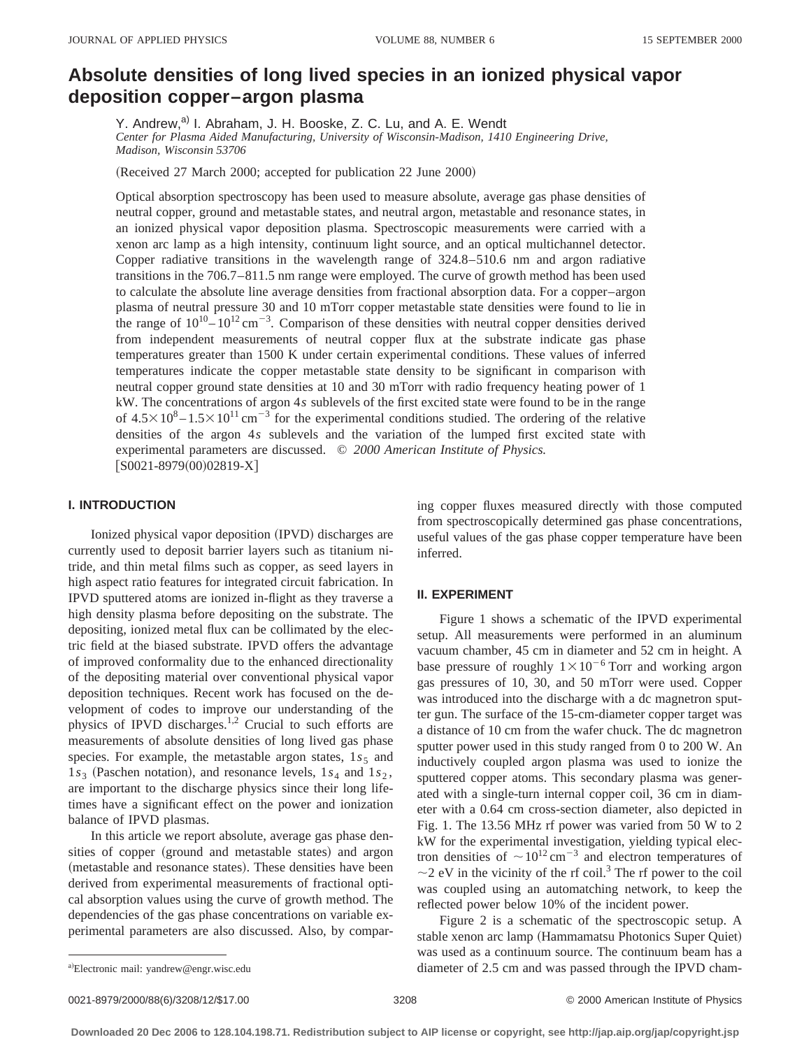# Absolute densities of long lived species in an ionized physical vapor deposition copper–argon plasma

Y. Andrew,[a] I. Abraham, J. H. Booske, Z. C. Lu, and A. E. Wendt

*Center for Plasma Aided Manufacturing, University of Wisconsin-Madison, 1410 Engineering Drive, Madison, Wisconsin 53706*

(Received 27 March 2000; accepted for publication 22 June 2000)

Optical absorption spectroscopy has been used to measure absolute, average gas phase densities of neutral copper, ground and metastable states, and neutral argon, metastable and resonance states, in an ionized physical vapor deposition plasma. Spectroscopic measurements were carried with a xenon arc lamp as a high intensity, continuum light source, and an optical multichannel detector. Copper radiative transitions in the wavelength range of 324.8–510.6 nm and argon radiative transitions in the 706.7–811.5 nm range were employed. The curve of growth method has been used to calculate the absolute line average densities from fractional absorption data. For a copper–argon plasma of neutral pressure 30 and 10 mTorr copper metastable state densities were found to lie in the range of $10^{10}$–$10^{12}\,\mathrm{cm}^{-3}$. Comparison of these densities with neutral copper densities derived from independent measurements of neutral copper flux at the substrate indicate gas phase temperatures greater than 1500 K under certain experimental conditions. These values of inferred temperatures indicate the copper metastable state density to be significant in comparison with neutral copper ground state densities at 10 and 30 mTorr with radio frequency heating power of 1 kW. The concentrations of argon $4s$ sublevels of the first excited state were found to be in the range of $4.5\times10^{8}$–$1.5\times10^{11}\,\mathrm{cm}^{-3}$ for the experimental conditions studied. The ordering of the relative densities of the argon $4s$ sublevels and the variation of the lumped first excited state with experimental parameters are discussed. © *2000 American Institute of Physics.* [S0021-8979(00)02819-X]

## I. INTRODUCTION

Ionized physical vapor deposition (IPVD) discharges are currently used to deposit barrier layers such as titanium nitride, and thin metal films such as copper, as seed layers in high aspect ratio features for integrated circuit fabrication. In IPVD sputtered atoms are ionized in-flight as they traverse a high density plasma before depositing on the substrate. The depositing, ionized metal flux can be collimated by the electric field at the biased substrate. IPVD offers the advantage of improved conformality due to the enhanced directionality of the depositing material over conventional physical vapor deposition techniques. Recent work has focused on the development of codes to improve our understanding of the physics of IPVD discharges.[1,2] Crucial to such efforts are measurements of absolute densities of long lived gas phase species. For example, the metastable argon states, $1s_5$ and $1s_3$ (Paschen notation), and resonance levels, $1s_4$ and $1s_2$, are important to the discharge physics since their long lifetimes have a significant effect on the power and ionization balance of IPVD plasmas.

In this article we report absolute, average gas phase densities of copper (ground and metastable states) and argon (metastable and resonance states). These densities have been derived from experimental measurements of fractional optical absorption values using the curve of growth method. The dependencies of the gas phase concentrations on variable experimental parameters are also discussed. Also, by comparing copper fluxes measured directly with those computed from spectroscopically determined gas phase concentrations, useful values of the gas phase copper temperature have been inferred.

## II. EXPERIMENT

Figure 1 shows a schematic of the IPVD experimental setup. All measurements were performed in an aluminum vacuum chamber, 45 cm in diameter and 52 cm in height. A base pressure of roughly $1\times10^{-6}$ Torr and working argon gas pressures of 10, 30, and 50 mTorr were used. Copper was introduced into the discharge with a dc magnetron sputter gun. The surface of the 15-cm-diameter copper target was a distance of 10 cm from the wafer chuck. The dc magnetron sputter power used in this study ranged from 0 to 200 W. An inductively coupled argon plasma was used to ionize the sputtered copper atoms. This secondary plasma was generated with a single-turn internal copper coil, 36 cm in diameter with a 0.64 cm cross-section diameter, also depicted in Fig. 1. The 13.56 MHz rf power was varied from 50 W to 2 kW for the experimental investigation, yielding typical electron densities of $\sim10^{12}\,\mathrm{cm}^{-3}$ and electron temperatures of $\sim$2 eV in the vicinity of the rf coil.[3] The rf power to the coil was coupled using an automatching network, to keep the reflected power below 10% of the incident power.

Figure 2 is a schematic of the spectroscopic setup. A stable xenon arc lamp (Hammamatsu Photonics Super Quiet) was used as a continuum source. The continuum beam has a diameter of 2.5 cm and was passed through the IPVD cham-

[a] Electronic mail: yandrew@engr.wisc.edu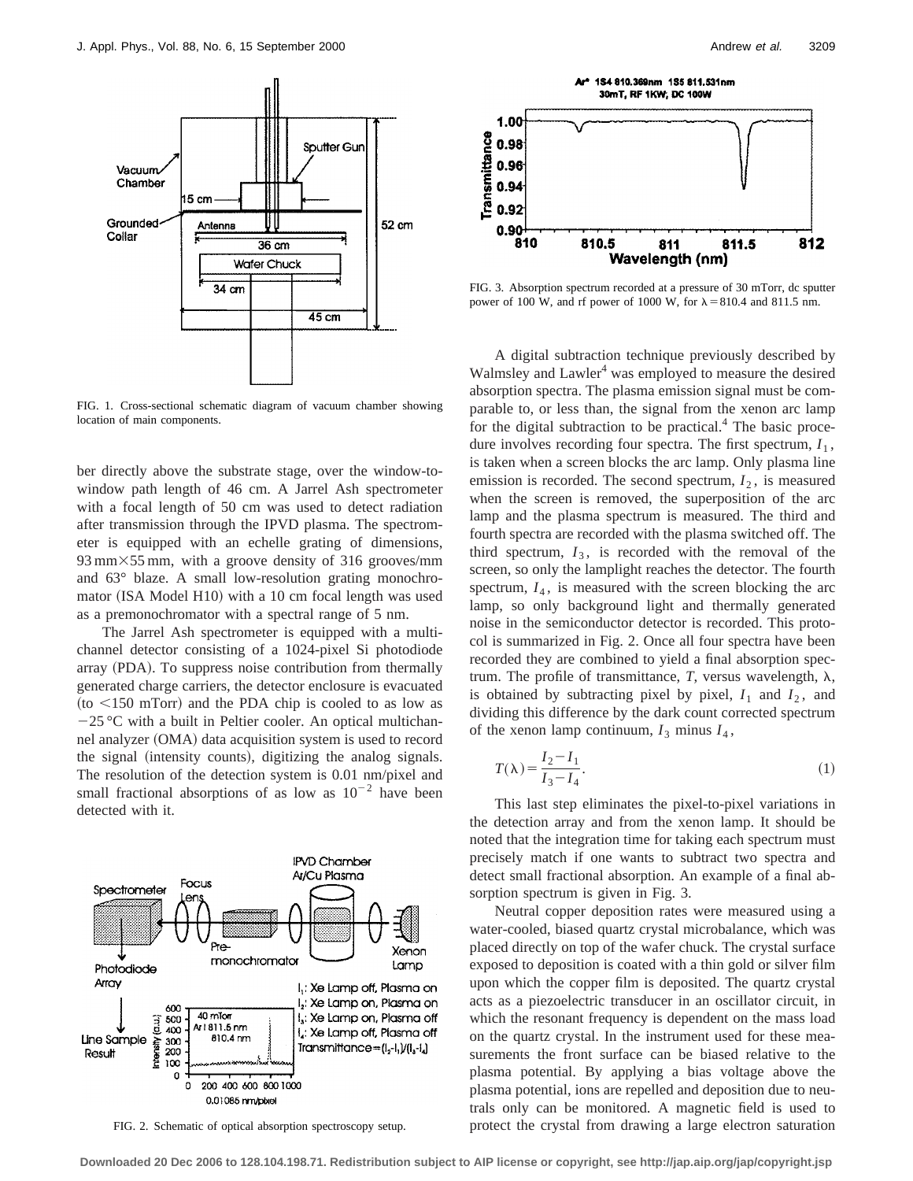FIG. 1. Cross-sectional schematic diagram of vacuum chamber showing location of main components.

ber directly above the substrate stage, over the window-to-window path length of 46 cm. A Jarrel Ash spectrometer with a focal length of 50 cm was used to detect radiation after transmission through the IPVD plasma. The spectrometer is equipped with an echelle grating of dimensions, 93 mm×55 mm, with a groove density of 316 grooves/mm and 63° blaze. A small low-resolution grating monochromator (ISA Model H10) with a 10 cm focal length was used as a premonochromator with a spectral range of 5 nm.

The Jarrel Ash spectrometer is equipped with a multichannel detector consisting of a 1024-pixel Si photodiode array (PDA). To suppress noise contribution from thermally generated charge carriers, the detector enclosure is evacuated (to <150 mTorr) and the PDA chip is cooled to as low as −25 °C with a built in Peltier cooler. An optical multichannel analyzer (OMA) data acquisition system is used to record the signal (intensity counts), digitizing the analog signals. The resolution of the detection system is 0.01 nm/pixel and small fractional absorptions of as low as $10^{-2}$ have been detected with it.

FIG. 2. Schematic of optical absorption spectroscopy setup.

FIG. 3. Absorption spectrum recorded at a pressure of 30 mTorr, dc sputter power of 100 W, and rf power of 1000 W, for λ = 810.4 and 811.5 nm.

A digital subtraction technique previously described by Walmsley and Lawler[4] was employed to measure the desired absorption spectra. The plasma emission signal must be comparable to, or less than, the signal from the xenon arc lamp for the digital subtraction to be practical.[4] The basic procedure involves recording four spectra. The first spectrum, $I_1$, is taken when a screen blocks the arc lamp. Only plasma line emission is recorded. The second spectrum, $I_2$, is measured when the screen is removed, the superposition of the arc lamp and the plasma spectrum is measured. The third and fourth spectra are recorded with the plasma switched off. The third spectrum, $I_3$, is recorded with the removal of the screen, so only the lamplight reaches the detector. The fourth spectrum, $I_4$, is measured with the screen blocking the arc lamp, so only background light and thermally generated noise in the semiconductor detector is recorded. This protocol is summarized in Fig. 2. Once all four spectra have been recorded they are combined to yield a final absorption spectrum. The profile of transmittance, $T$, versus wavelength, $\lambda$, is obtained by subtracting pixel by pixel, $I_1$ and $I_2$, and dividing this difference by the dark count corrected spectrum of the xenon lamp continuum, $I_3$ minus $I_4$,

$$T(\lambda)=\frac{I_2-I_1}{I_3-I_4}. \tag{1}$$

This last step eliminates the pixel-to-pixel variations in the detection array and from the xenon lamp. It should be noted that the integration time for taking each spectrum must precisely match if one wants to subtract two spectra and detect small fractional absorption. An example of a final absorption spectrum is given in Fig. 3.

Neutral copper deposition rates were measured using a water-cooled, biased quartz crystal microbalance, which was placed directly on top of the wafer chuck. The crystal surface exposed to deposition is coated with a thin gold or silver film upon which the copper film is deposited. The quartz crystal acts as a piezoelectric transducer in an oscillator circuit, in which the resonant frequency is dependent on the mass load on the quartz crystal. In the instrument used for these measurements the front surface can be biased relative to the plasma potential. By applying a bias voltage above the plasma potential, ions are repelled and deposition due to neutrals only can be monitored. A magnetic field is used to protect the crystal from drawing a large electron saturation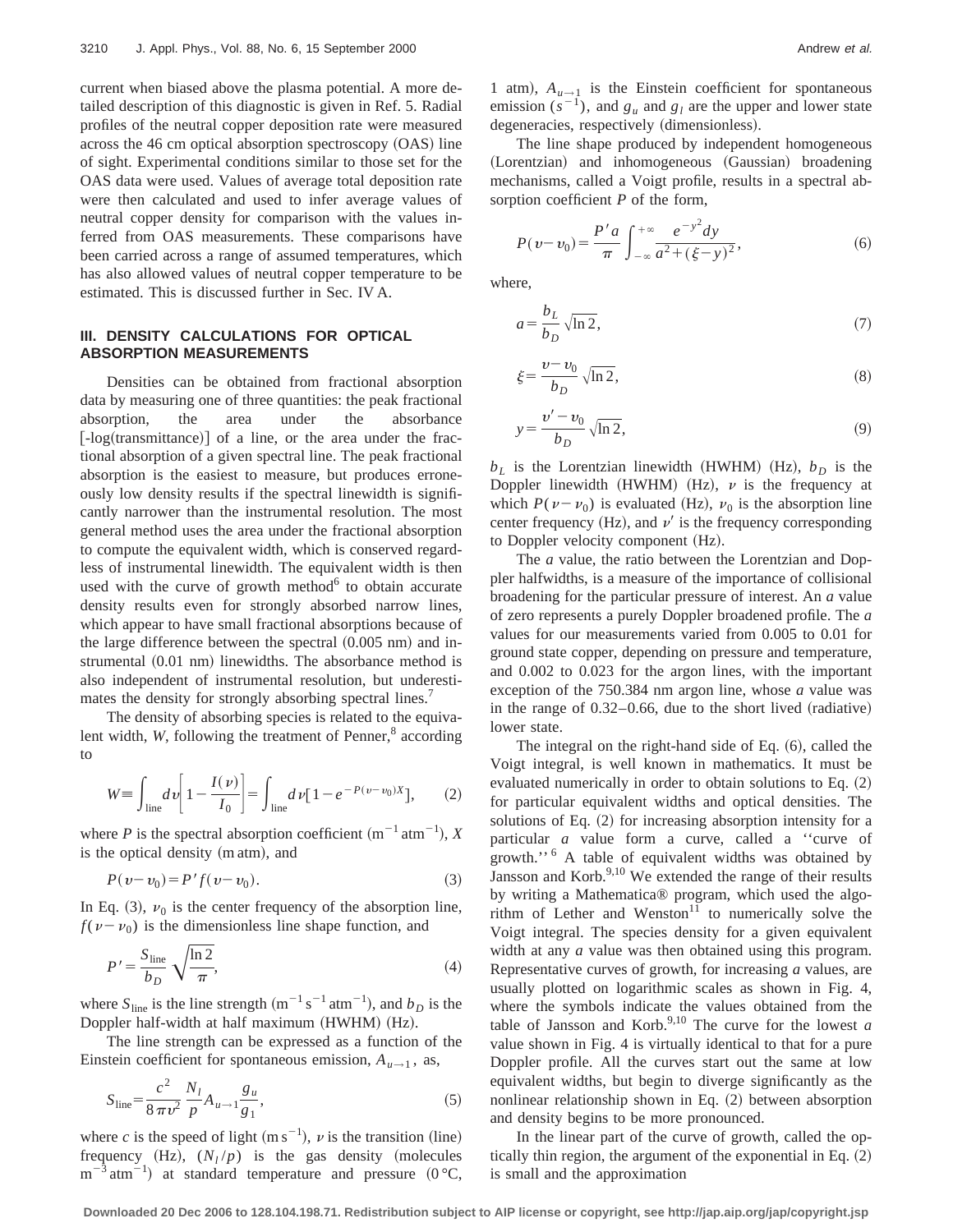current when biased above the plasma potential. A more detailed description of this diagnostic is given in Ref. 5. Radial profiles of the neutral copper deposition rate were measured across the 46 cm optical absorption spectroscopy (OAS) line of sight. Experimental conditions similar to those set for the OAS data were used. Values of average total deposition rate were then calculated and used to infer average values of neutral copper density for comparison with the values inferred from OAS measurements. These comparisons have been carried across a range of assumed temperatures, which has also allowed values of neutral copper temperature to be estimated. This is discussed further in Sec. IV A.

## III. DENSITY CALCULATIONS FOR OPTICAL ABSORPTION MEASUREMENTS

Densities can be obtained from fractional absorption data by measuring one of three quantities: the peak fractional absorption, the area under the absorbance [-log(transmittance)] of a line, or the area under the fractional absorption of a given spectral line. The peak fractional absorption is the easiest to measure, but produces erroneously low density results if the spectral linewidth is significantly narrower than the instrumental resolution. The most general method uses the area under the fractional absorption to compute the equivalent width, which is conserved regardless of instrumental linewidth. The equivalent width is then used with the curve of growth method[6] to obtain accurate density results even for strongly absorbed narrow lines, which appear to have small fractional absorptions because of the large difference between the spectral (0.005 nm) and instrumental (0.01 nm) linewidths. The absorbance method is also independent of instrumental resolution, but underestimates the density for strongly absorbing spectral lines.[7]

The density of absorbing species is related to the equivalent width, $W$, following the treatment of Penner,[8] according to

$$W \equiv \int_{\text{line}} d\nu \left[ 1 - \frac{I(\nu)}{I_0} \right] = \int_{\text{line}} d\nu \left[ 1 - e^{-P(\nu - \nu_0)X} \right], \tag{2}$$

where $P$ is the spectral absorption coefficient $(\mathrm{m^{-1}\,atm^{-1}})$, $X$ is the optical density (m atm), and

$$P(\nu - \nu_0) = P' f(\nu - \nu_0). \tag{3}$$

In Eq. (3), $\nu_0$ is the center frequency of the absorption line, $f(\nu - \nu_0)$ is the dimensionless line shape function, and

$$P' = \frac{S_{\text{line}}}{b_D} \sqrt{\frac{\ln 2}{\pi}}, \tag{4}$$

where $S_{\text{line}}$ is the line strength $(\mathrm{m^{-1}\,s^{-1}\,atm^{-1}})$, and $b_D$ is the Doppler half-width at half maximum (HWHM) (Hz).

The line strength can be expressed as a function of the Einstein coefficient for spontaneous emission, $A_{u\rightarrow 1}$, as,

$$S_{\text{line}} = \frac{c^2}{8\pi\nu^2} \frac{N_l}{p} A_{u\rightarrow 1} \frac{g_u}{g_1}, \tag{5}$$

where $c$ is the speed of light $(\mathrm{m\,s^{-1}})$, $\nu$ is the transition (line) frequency (Hz), $(N_l/p)$ is the gas density (molecules $\mathrm{m^{-3}\,atm^{-1}}$) at standard temperature and pressure (0 °C, 1 atm), $A_{u\rightarrow 1}$ is the Einstein coefficient for spontaneous emission $(s^{-1})$, and $g_u$ and $g_l$ are the upper and lower state degeneracies, respectively (dimensionless).

The line shape produced by independent homogeneous (Lorentzian) and inhomogeneous (Gaussian) broadening mechanisms, called a Voigt profile, results in a spectral absorption coefficient $P$ of the form,

$$P(\nu - \nu_0) = \frac{P' a}{\pi} \int_{-\infty}^{+\infty} \frac{e^{-y^2} dy}{a^2 + (\xi - y)^2}, \tag{6}$$

where,

$$a = \frac{b_L}{b_D} \sqrt{\ln 2}, \tag{7}$$

$$\xi = \frac{\nu - \nu_0}{b_D} \sqrt{\ln 2}, \tag{8}$$

$$y = \frac{\nu' - \nu_0}{b_D} \sqrt{\ln 2}, \tag{9}$$

$b_L$ is the Lorentzian linewidth (HWHM) (Hz), $b_D$ is the Doppler linewidth (HWHM) (Hz), $\nu$ is the frequency at which $P(\nu - \nu_0)$ is evaluated (Hz), $\nu_0$ is the absorption line center frequency (Hz), and $\nu'$ is the frequency corresponding to Doppler velocity component (Hz).

The $a$ value, the ratio between the Lorentzian and Doppler halfwidths, is a measure of the importance of collisional broadening for the particular pressure of interest. An $a$ value of zero represents a purely Doppler broadened profile. The $a$ values for our measurements varied from 0.005 to 0.01 for ground state copper, depending on pressure and temperature, and 0.002 to 0.023 for the argon lines, with the important exception of the 750.384 nm argon line, whose $a$ value was in the range of 0.32–0.66, due to the short lived (radiative) lower state.

The integral on the right-hand side of Eq. (6), called the Voigt integral, is well known in mathematics. It must be evaluated numerically in order to obtain solutions to Eq. (2) for particular equivalent widths and optical densities. The solutions of Eq. (2) for increasing absorption intensity for a particular $a$ value form a curve, called a ''curve of growth.''[6] A table of equivalent widths was obtained by Jansson and Korb.[9,10] We extended the range of their results by writing a Mathematica® program, which used the algorithm of Lether and Wenston[11] to numerically solve the Voigt integral. The species density for a given equivalent width at any $a$ value was then obtained using this program. Representative curves of growth, for increasing $a$ values, are usually plotted on logarithmic scales as shown in Fig. 4, where the symbols indicate the values obtained from the table of Jansson and Korb.[9,10] The curve for the lowest $a$ value shown in Fig. 4 is virtually identical to that for a pure Doppler profile. All the curves start out the same at low equivalent widths, but begin to diverge significantly as the nonlinear relationship shown in Eq. (2) between absorption and density begins to be more pronounced.

In the linear part of the curve of growth, called the optically thin region, the argument of the exponential in Eq. (2) is small and the approximation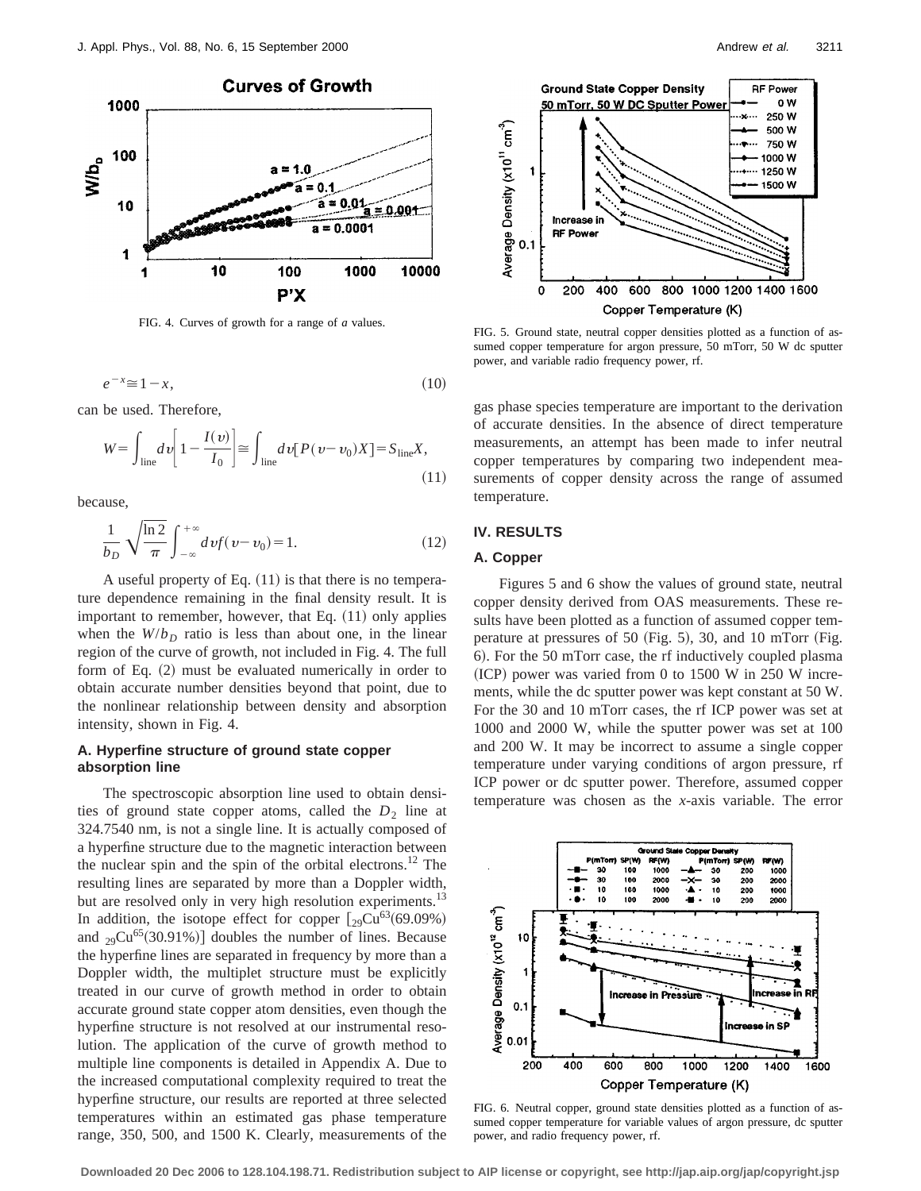FIG. 4. Curves of growth for a range of $a$ values.

$$e^{-x} \cong 1 - x, \tag{10}$$

can be used. Therefore,

$$W = \int_{\text{line}} dv \left[ 1 - \frac{I(v)}{I_0} \right] \cong \int_{\text{line}} dv [P(v - v_0) X] = S_{\text{line}} X, \tag{11}$$

because,

$$\frac{1}{b_D} \sqrt{\frac{\ln 2}{\pi}} \int_{-\infty}^{+\infty} dv f(v - v_0) = 1. \tag{12}$$

A useful property of Eq. (11) is that there is no temperature dependence remaining in the final density result. It is important to remember, however, that Eq. (11) only applies when the $W/b_D$ ratio is less than about one, in the linear region of the curve of growth, not included in Fig. 4. The full form of Eq. (2) must be evaluated numerically in order to obtain accurate number densities beyond that point, due to the nonlinear relationship between density and absorption intensity, shown in Fig. 4.

### A. Hyperfine structure of ground state copper absorption line

The spectroscopic absorption line used to obtain densities of ground state copper atoms, called the $D_2$ line at 324.7540 nm, is not a single line. It is actually composed of a hyperfine structure due to the magnetic interaction between the nuclear spin and the spin of the orbital electrons.[12] The resulting lines are separated by more than a Doppler width, but are resolved only in very high resolution experiments.[13] In addition, the isotope effect for copper [${}_{29}\text{Cu}^{63}$(69.09%) and ${}_{29}\text{Cu}^{65}$(30.91%)] doubles the number of lines. Because the hyperfine lines are separated in frequency by more than a Doppler width, the multiplet structure must be explicitly treated in our curve of growth method in order to obtain accurate ground state copper atom densities, even though the hyperfine structure is not resolved at our instrumental resolution. The application of the curve of growth method to multiple line components is detailed in Appendix A. Due to the increased computational complexity required to treat the hyperfine structure, our results are reported at three selected temperatures within an estimated gas phase temperature range, 350, 500, and 1500 K. Clearly, measurements of the gas phase species temperature are important to the derivation of accurate densities. In the absence of direct temperature measurements, an attempt has been made to infer neutral copper temperatures by comparing two independent measurements of copper density across the range of assumed temperature.

FIG. 5. Ground state, neutral copper densities plotted as a function of assumed copper temperature for argon pressure, 50 mTorr, 50 W dc sputter power, and variable radio frequency power, rf.

## IV. RESULTS

### A. Copper

Figures 5 and 6 show the values of ground state, neutral copper density derived from OAS measurements. These results have been plotted as a function of assumed copper temperature at pressures of 50 (Fig. 5), 30, and 10 mTorr (Fig. 6). For the 50 mTorr case, the rf inductively coupled plasma (ICP) power was varied from 0 to 1500 W in 250 W increments, while the dc sputter power was kept constant at 50 W. For the 30 and 10 mTorr cases, the rf ICP power was set at 1000 and 2000 W, while the sputter power was set at 100 and 200 W. It may be incorrect to assume a single copper temperature under varying conditions of argon pressure, rf ICP power or dc sputter power. Therefore, assumed copper temperature was chosen as the $x$-axis variable. The error

FIG. 6. Neutral copper, ground state densities plotted as a function of assumed copper temperature for variable values of argon pressure, dc sputter power, and radio frequency power, rf.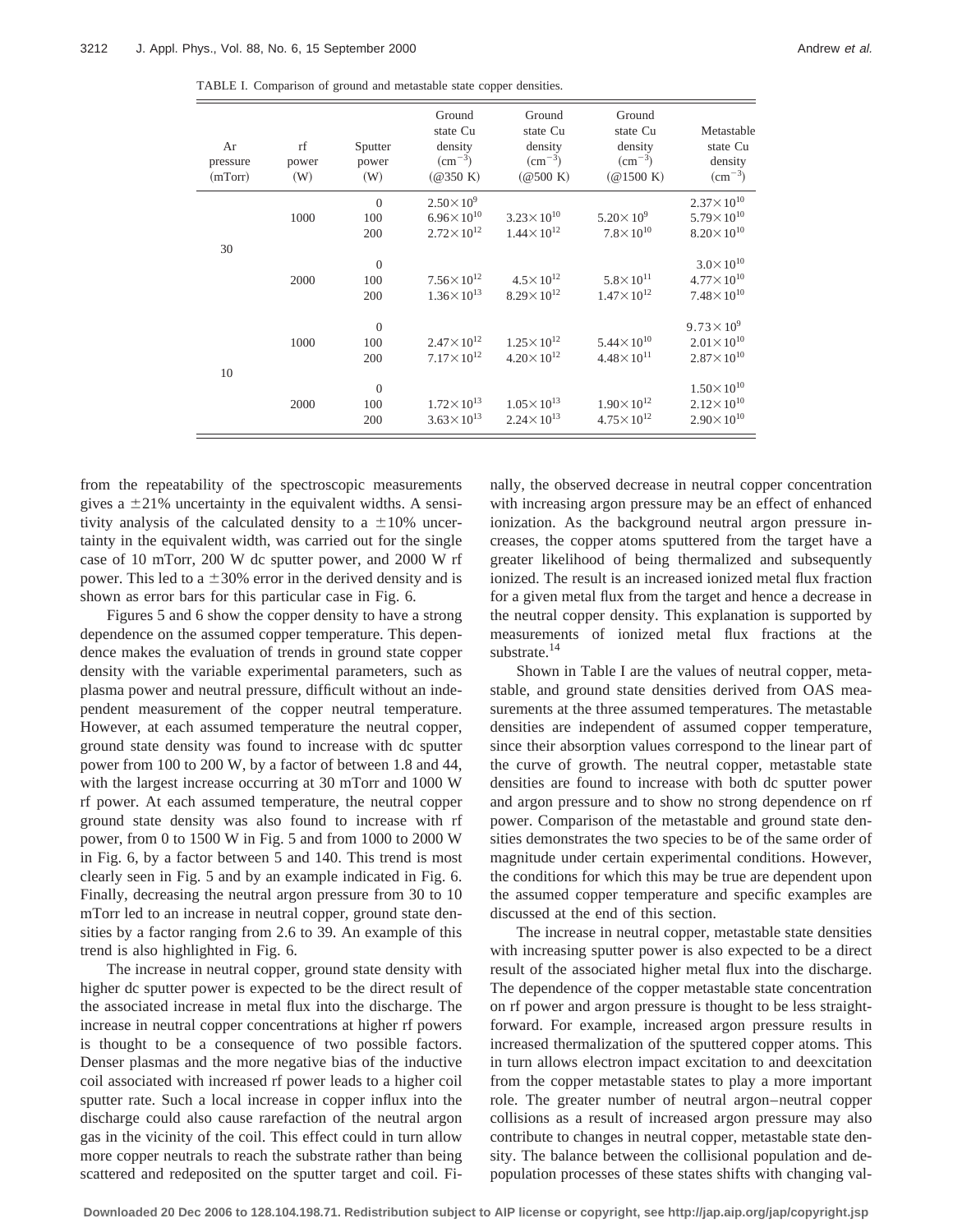TABLE I. Comparison of ground and metastable state copper densities.

| Ar pressure (mTorr) | rf power (W) | Sputter power (W) | Ground state Cu density ($cm^{-3}$) (@350 K) | Ground state Cu density ($cm^{-3}$) (@500 K) | Ground state Cu density ($cm^{-3}$) (@1500 K) | Metastable state Cu density ($cm^{-3}$) |
|---|---|---|---|---|---|---|
| 30 | 1000 | 0 | $2.50\times10^{9}$ | | | $2.37\times10^{10}$ |
| | | 100 | $6.96\times10^{10}$ | $3.23\times10^{10}$ | $5.20\times10^{9}$ | $5.79\times10^{10}$ |
| | | 200 | $2.72\times10^{12}$ | $1.44\times10^{12}$ | $7.8\times10^{10}$ | $8.20\times10^{10}$ |
| | 2000 | 0 | | | | $3.0\times10^{10}$ |
| | | 100 | $7.56\times10^{12}$ | $4.5\times10^{12}$ | $5.8\times10^{11}$ | $4.77\times10^{10}$ |
| | | 200 | $1.36\times10^{13}$ | $8.29\times10^{12}$ | $1.47\times10^{12}$ | $7.48\times10^{10}$ |
| 10 | 1000 | 0 | | | | $9.73\times10^{9}$ |
| | | 100 | $2.47\times10^{12}$ | $1.25\times10^{12}$ | $5.44\times10^{10}$ | $2.01\times10^{10}$ |
| | | 200 | $7.17\times10^{12}$ | $4.20\times10^{12}$ | $4.48\times10^{11}$ | $2.87\times10^{10}$ |
| | 2000 | 0 | | | | $1.50\times10^{10}$ |
| | | 100 | $1.72\times10^{13}$ | $1.05\times10^{13}$ | $1.90\times10^{12}$ | $2.12\times10^{10}$ |
| | | 200 | $3.63\times10^{13}$ | $2.24\times10^{13}$ | $4.75\times10^{12}$ | $2.90\times10^{10}$ |

from the repeatability of the spectroscopic measurements gives a $\pm21\%$ uncertainty in the equivalent widths. A sensitivity analysis of the calculated density to a $\pm10\%$ uncertainty in the equivalent width, was carried out for the single case of 10 mTorr, 200 W dc sputter power, and 2000 W rf power. This led to a $\pm30\%$ error in the derived density and is shown as error bars for this particular case in Fig. 6.

Figures 5 and 6 show the copper density to have a strong dependence on the assumed copper temperature. This dependence makes the evaluation of trends in ground state copper density with the variable experimental parameters, such as plasma power and neutral pressure, difficult without an independent measurement of the copper neutral temperature. However, at each assumed temperature the neutral copper, ground state density was found to increase with dc sputter power from 100 to 200 W, by a factor of between 1.8 and 44, with the largest increase occurring at 30 mTorr and 1000 W rf power. At each assumed temperature, the neutral copper ground state density was also found to increase with rf power, from 0 to 1500 W in Fig. 5 and from 1000 to 2000 W in Fig. 6, by a factor between 5 and 140. This trend is most clearly seen in Fig. 5 and by an example indicated in Fig. 6. Finally, decreasing the neutral argon pressure from 30 to 10 mTorr led to an increase in neutral copper, ground state densities by a factor ranging from 2.6 to 39. An example of this trend is also highlighted in Fig. 6.

The increase in neutral copper, ground state density with higher dc sputter power is expected to be the direct result of the associated increase in metal flux into the discharge. The increase in neutral copper concentrations at higher rf powers is thought to be a consequence of two possible factors. Denser plasmas and the more negative bias of the inductive coil associated with increased rf power leads to a higher coil sputter rate. Such a local increase in copper influx into the discharge could also cause rarefaction of the neutral argon gas in the vicinity of the coil. This effect could in turn allow more copper neutrals to reach the substrate rather than being scattered and redeposited on the sputter target and coil. Finally, the observed decrease in neutral copper concentration with increasing argon pressure may be an effect of enhanced ionization. As the background neutral argon pressure increases, the copper atoms sputtered from the target have a greater likelihood of being thermalized and subsequently ionized. The result is an increased ionized metal flux fraction for a given metal flux from the target and hence a decrease in the neutral copper density. This explanation is supported by measurements of ionized metal flux fractions at the substrate.[14]

Shown in Table I are the values of neutral copper, metastable, and ground state densities derived from OAS measurements at the three assumed temperatures. The metastable densities are independent of assumed copper temperature, since their absorption values correspond to the linear part of the curve of growth. The neutral copper, metastable state densities are found to increase with both dc sputter power and argon pressure and to show no strong dependence on rf power. Comparison of the metastable and ground state densities demonstrates the two species to be of the same order of magnitude under certain experimental conditions. However, the conditions for which this may be true are dependent upon the assumed copper temperature and specific examples are discussed at the end of this section.

The increase in neutral copper, metastable state densities with increasing sputter power is also expected to be a direct result of the associated higher metal flux into the discharge. The dependence of the copper metastable state concentration on rf power and argon pressure is thought to be less straightforward. For example, increased argon pressure results in increased thermalization of the sputtered copper atoms. This in turn allows electron impact excitation to and deexcitation from the copper metastable states to play a more important role. The greater number of neutral argon–neutral copper collisions as a result of increased argon pressure may also contribute to changes in neutral copper, metastable state density. The balance between the collisional population and depopulation processes of these states shifts with changing val-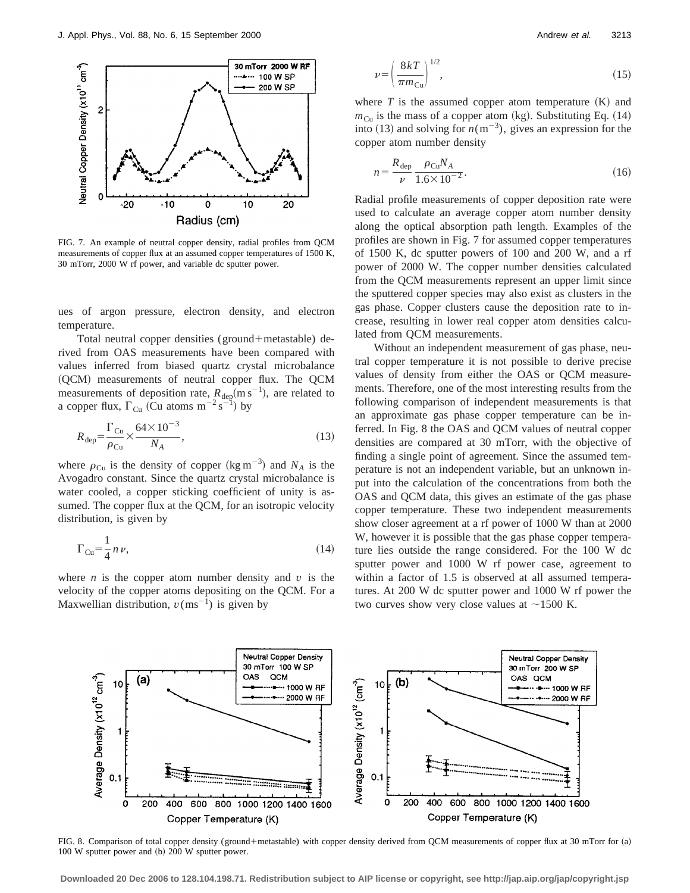FIG. 7. An example of neutral copper density, radial profiles from QCM measurements of copper flux at an assumed copper temperatures of 1500 K, 30 mTorr, 2000 W rf power, and variable dc sputter power.

ues of argon pressure, electron density, and electron temperature.

Total neutral copper densities (ground+metastable) derived from OAS measurements have been compared with values inferred from biased quartz crystal microbalance (QCM) measurements of neutral copper flux. The QCM measurements of deposition rate, $R_{\mathrm{dep}}(\mathrm{m\,s^{-1}})$, are related to a copper flux, $\Gamma_{\mathrm{Cu}}$ (Cu atoms $\mathrm{m^{-2}\,s^{-1}}$) by

$$R_{\mathrm{dep}}=\frac{\Gamma_{\mathrm{Cu}}}{\rho_{\mathrm{Cu}}}\times\frac{64\times10^{-3}}{N_A},\tag{13}$$

where $\rho_{\mathrm{Cu}}$ is the density of copper $(\mathrm{kg\,m^{-3}})$ and $N_A$ is the Avogadro constant. Since the quartz crystal microbalance is water cooled, a copper sticking coefficient of unity is assumed. The copper flux at the QCM, for an isotropic velocity distribution, is given by

$$\Gamma_{\mathrm{Cu}}=\frac{1}{4}n\nu,\tag{14}$$

where $n$ is the copper atom number density and $v$ is the velocity of the copper atoms depositing on the QCM. For a Maxwellian distribution, $v(\mathrm{ms^{-1}})$ is given by

$$\nu=\left(\frac{8kT}{\pi m_{\mathrm{Cu}}}\right)^{1/2},\tag{15}$$

where $T$ is the assumed copper atom temperature (K) and $m_{\mathrm{Cu}}$ is the mass of a copper atom (kg). Substituting Eq. (14) into (13) and solving for $n(\mathrm{m^{-3}})$, gives an expression for the copper atom number density

$$n=\frac{R_{\mathrm{dep}}}{\nu}\,\frac{\rho_{\mathrm{Cu}}N_A}{1.6\times10^{-2}}.\tag{16}$$

Radial profile measurements of copper deposition rate were used to calculate an average copper atom number density along the optical absorption path length. Examples of the profiles are shown in Fig. 7 for assumed copper temperatures of 1500 K, dc sputter powers of 100 and 200 W, and a rf power of 2000 W. The copper number densities calculated from the QCM measurements represent an upper limit since the sputtered copper species may also exist as clusters in the gas phase. Copper clusters cause the deposition rate to increase, resulting in lower real copper atom densities calculated from QCM measurements.

Without an independent measurement of gas phase, neutral copper temperature it is not possible to derive precise values of density from either the OAS or QCM measurements. Therefore, one of the most interesting results from the following comparison of independent measurements is that an approximate gas phase copper temperature can be inferred. In Fig. 8 the OAS and QCM values of neutral copper densities are compared at 30 mTorr, with the objective of finding a single point of agreement. Since the assumed temperature is not an independent variable, but an unknown input into the calculation of the concentrations from both the OAS and QCM data, this gives an estimate of the gas phase copper temperature. These two independent measurements show closer agreement at a rf power of 1000 W than at 2000 W, however it is possible that the gas phase copper temperature lies outside the range considered. For the 100 W dc sputter power and 1000 W rf power case, agreement to within a factor of 1.5 is observed at all assumed temperatures. At 200 W dc sputter power and 1000 W rf power the two curves show very close values at ~1500 K.

FIG. 8. Comparison of total copper density (ground+metastable) with copper density derived from QCM measurements of copper flux at 30 mTorr for (a) 100 W sputter power and (b) 200 W sputter power.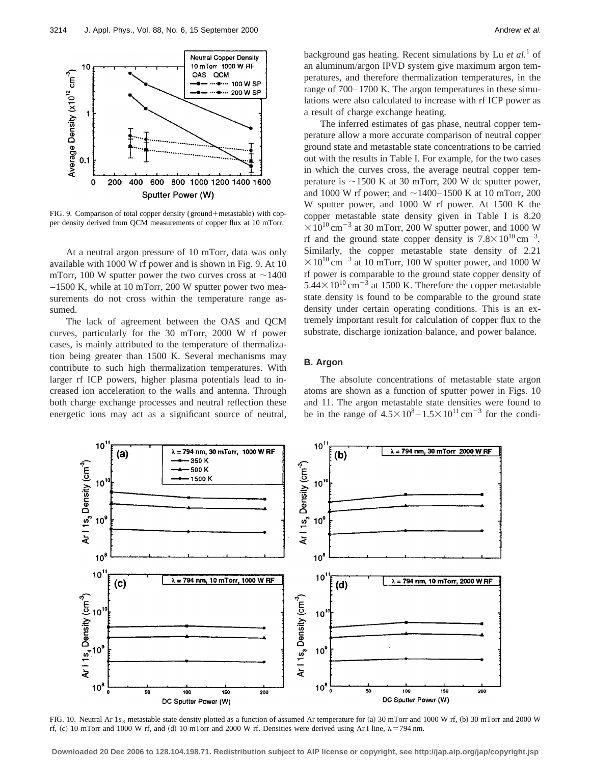FIG. 9. Comparison of total copper density (ground+metastable) with copper density derived from QCM measurements of copper flux at 10 mTorr.

At a neutral argon pressure of 10 mTorr, data was only available with 1000 W rf power and is shown in Fig. 9. At 10 mTorr, 100 W sputter power the two curves cross at ~1400 –1500 K, while at 10 mTorr, 200 W sputter power two measurements do not cross within the temperature range assumed.

The lack of agreement between the OAS and QCM curves, particularly for the 30 mTorr, 2000 W rf power cases, is mainly attributed to the temperature of thermalization being greater than 1500 K. Several mechanisms may contribute to such high thermalization temperatures. With larger rf ICP powers, higher plasma potentials lead to increased ion acceleration to the walls and antenna. Through both charge exchange processes and neutral reflection these energetic ions may act as a significant source of neutral, background gas heating. Recent simulations by Lu *et al.*[1] of an aluminum/argon IPVD system give maximum argon temperatures, and therefore thermalization temperatures, in the range of 700–1700 K. The argon temperatures in these simulations were also calculated to increase with rf ICP power as a result of charge exchange heating.

The inferred estimates of gas phase, neutral copper temperature allow a more accurate comparison of neutral copper ground state and metastable state concentrations to be carried out with the results in Table I. For example, for the two cases in which the curves cross, the average neutral copper temperature is ~1500 K at 30 mTorr, 200 W dc sputter power, and 1000 W rf power; and ~1400–1500 K at 10 mTorr, 200 W sputter power, and 1000 W rf power. At 1500 K the copper metastable state density given in Table I is $8.20 \times 10^{10}\,\mathrm{cm}^{-3}$ at 30 mTorr, 200 W sputter power, and 1000 W rf and the ground state copper density is $7.8\times 10^{10}\,\mathrm{cm}^{-3}$. Similarly, the copper metastable state density of $2.21 \times 10^{10}\,\mathrm{cm}^{-3}$ at 10 mTorr, 100 W sputter power, and 1000 W rf power is comparable to the ground state copper density of $5.44\times 10^{10}\,\mathrm{cm}^{-3}$ at 1500 K. Therefore the copper metastable state density is found to be comparable to the ground state density under certain operating conditions. This is an extremely important result for calculation of copper flux to the substrate, discharge ionization balance, and power balance.

## B. Argon

The absolute concentrations of metastable state argon atoms are shown as a function of sputter power in Figs. 10 and 11. The argon metastable state densities were found to be in the range of $4.5\times 10^{8} - 1.5\times 10^{11}\,\mathrm{cm}^{-3}$ for the condi-

FIG. 10. Neutral Ar $1s_3$ metastable state density plotted as a function of assumed Ar temperature for (a) 30 mTorr and 1000 W rf, (b) 30 mTorr and 2000 W rf, (c) 10 mTorr and 1000 W rf, and (d) 10 mTorr and 2000 W rf. Densities were derived using Ar I line, $\lambda = 794$ nm.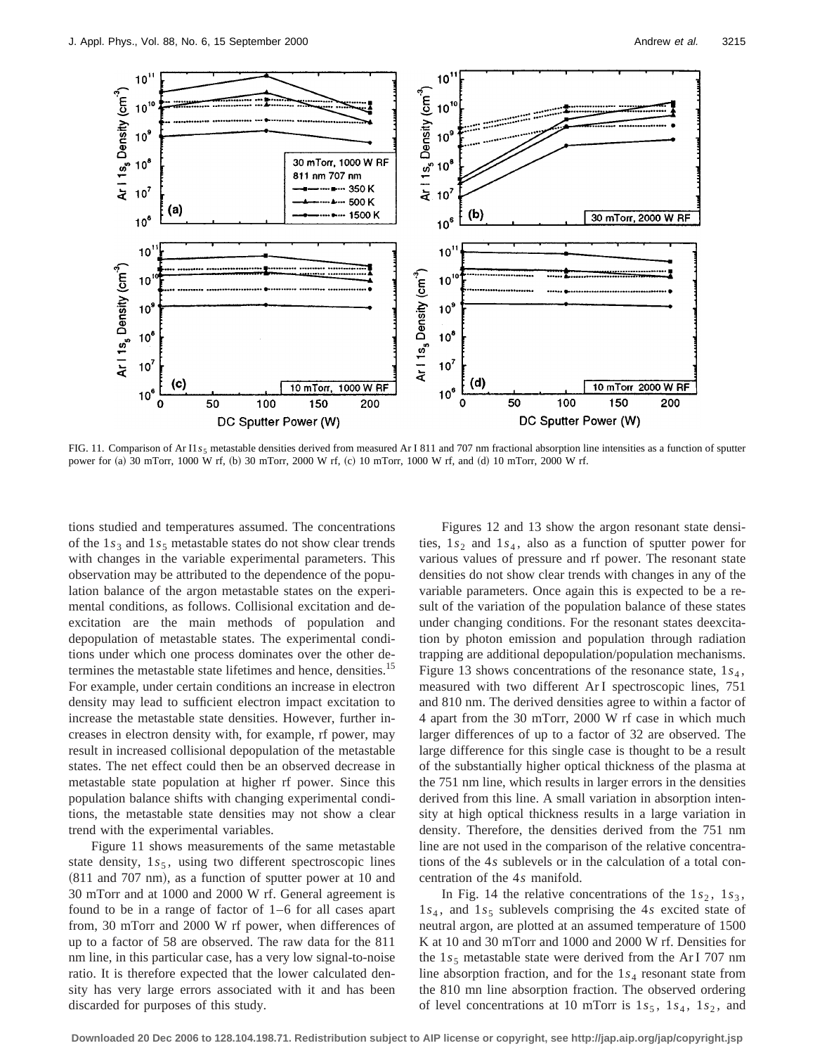FIG. 11. Comparison of Ar I $1s_5$ metastable densities derived from measured Ar I 811 and 707 nm fractional absorption line intensities as a function of sputter power for (a) 30 mTorr, 1000 W rf, (b) 30 mTorr, 2000 W rf, (c) 10 mTorr, 1000 W rf, and (d) 10 mTorr, 2000 W rf.

tions studied and temperatures assumed. The concentrations of the $1s_3$ and $1s_5$ metastable states do not show clear trends with changes in the variable experimental parameters. This observation may be attributed to the dependence of the population balance of the argon metastable states on the experimental conditions, as follows. Collisional excitation and deexcitation are the main methods of population and depopulation of metastable states. The experimental conditions under which one process dominates over the other determines the metastable state lifetimes and hence, densities.[15] For example, under certain conditions an increase in electron density may lead to sufficient electron impact excitation to increase the metastable state densities. However, further increases in electron density with, for example, rf power, may result in increased collisional depopulation of the metastable states. The net effect could then be an observed decrease in metastable state population at higher rf power. Since this population balance shifts with changing experimental conditions, the metastable state densities may not show a clear trend with the experimental variables.

Figure 11 shows measurements of the same metastable state density, $1s_5$, using two different spectroscopic lines (811 and 707 nm), as a function of sputter power at 10 and 30 mTorr and at 1000 and 2000 W rf. General agreement is found to be in a range of factor of 1–6 for all cases apart from, 30 mTorr and 2000 W rf power, when differences of up to a factor of 58 are observed. The raw data for the 811 nm line, in this particular case, has a very low signal-to-noise ratio. It is therefore expected that the lower calculated density has very large errors associated with it and has been discarded for purposes of this study.

Figures 12 and 13 show the argon resonant state densities, $1s_2$ and $1s_4$, also as a function of sputter power for various values of pressure and rf power. The resonant state densities do not show clear trends with changes in any of the variable parameters. Once again this is expected to be a result of the variation of the population balance of these states under changing conditions. For the resonant states deexcitation by photon emission and population through radiation trapping are additional depopulation/population mechanisms. Figure 13 shows concentrations of the resonance state, $1s_4$, measured with two different Ar I spectroscopic lines, 751 and 810 nm. The derived densities agree to within a factor of 4 apart from the 30 mTorr, 2000 W rf case in which much larger differences of up to a factor of 32 are observed. The large difference for this single case is thought to be a result of the substantially higher optical thickness of the plasma at the 751 nm line, which results in larger errors in the densities derived from this line. A small variation in absorption intensity at high optical thickness results in a large variation in density. Therefore, the densities derived from the 751 nm line are not used in the comparison of the relative concentrations of the 4*s* sublevels or in the calculation of a total concentration of the 4*s* manifold.

In Fig. 14 the relative concentrations of the $1s_2$, $1s_3$, $1s_4$, and $1s_5$ sublevels comprising the 4*s* excited state of neutral argon, are plotted at an assumed temperature of 1500 K at 10 and 30 mTorr and 1000 and 2000 W rf. Densities for the $1s_5$ metastable state were derived from the Ar I 707 nm line absorption fraction, and for the $1s_4$ resonant state from the 810 mn line absorption fraction. The observed ordering of level concentrations at 10 mTorr is $1s_5$, $1s_4$, $1s_2$, and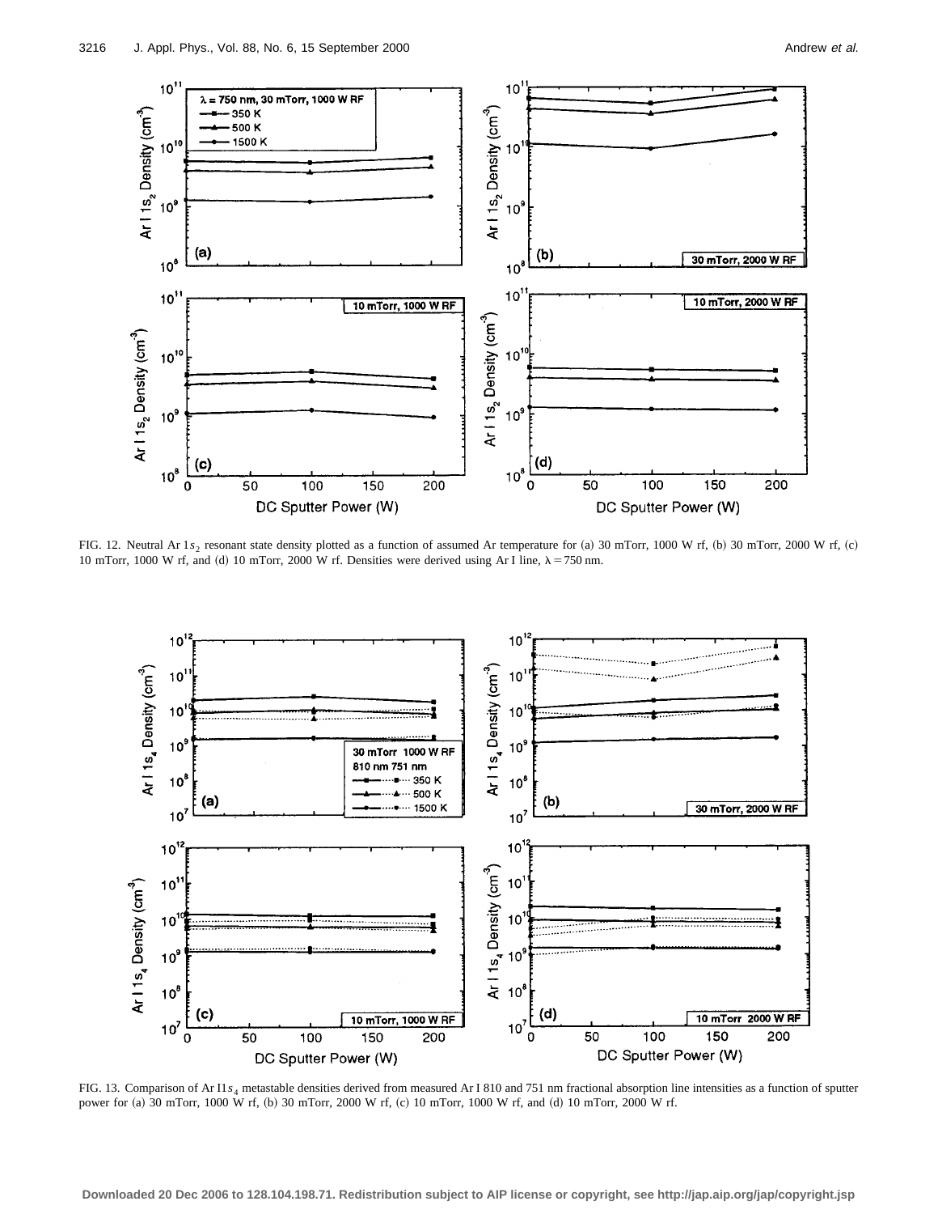FIG. 12. Neutral Ar $1s_2$ resonant state density plotted as a function of assumed Ar temperature for (a) 30 mTorr, 1000 W rf, (b) 30 mTorr, 2000 W rf, (c) 10 mTorr, 1000 W rf, and (d) 10 mTorr, 2000 W rf. Densities were derived using Ar I line, $\lambda = 750$ nm.

FIG. 13. Comparison of Ar I$1s_4$ metastable densities derived from measured Ar I 810 and 751 nm fractional absorption line intensities as a function of sputter power for (a) 30 mTorr, 1000 W rf, (b) 30 mTorr, 2000 W rf, (c) 10 mTorr, 1000 W rf, and (d) 10 mTorr, 2000 W rf.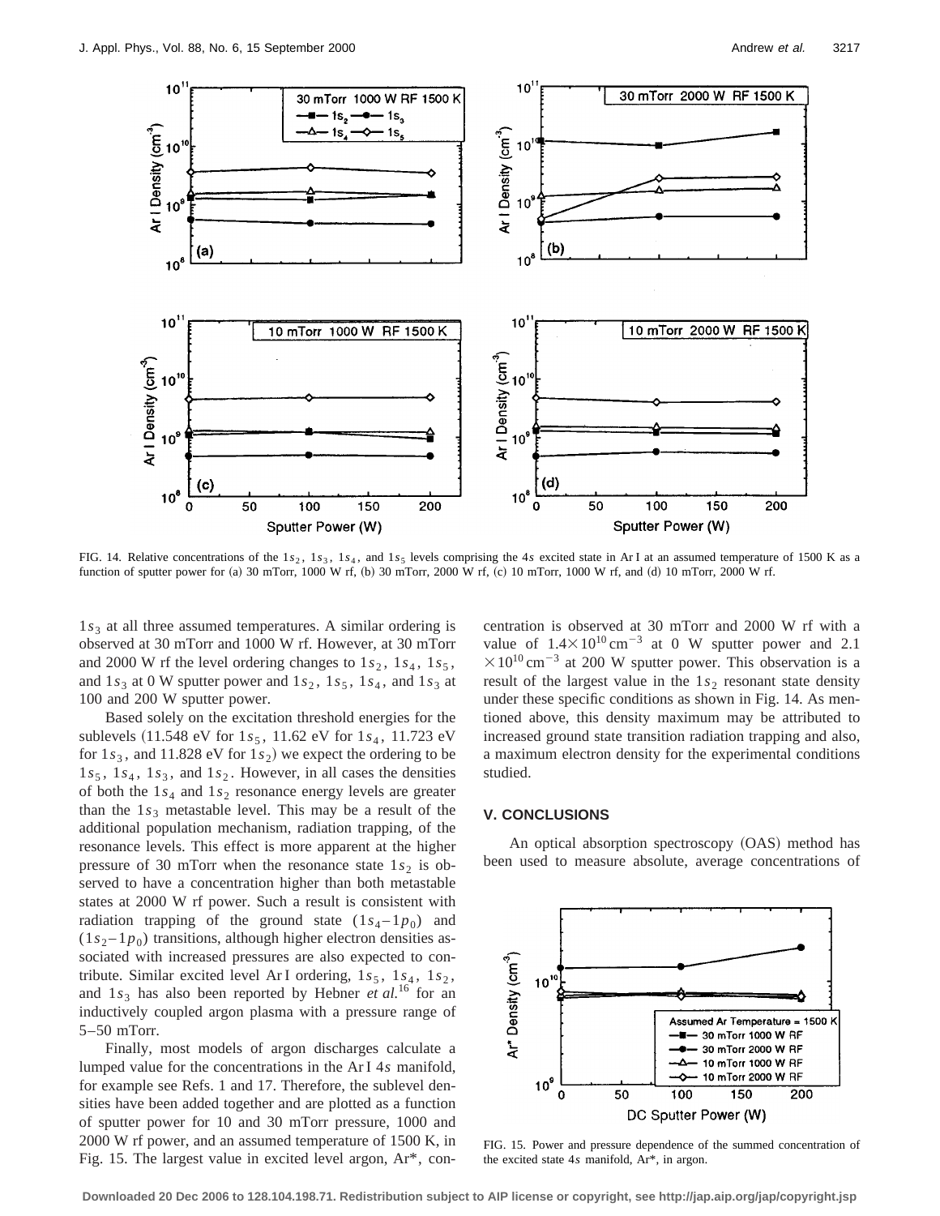FIG. 14. Relative concentrations of the $1s_2$, $1s_3$, $1s_4$, and $1s_5$ levels comprising the 4*s* excited state in Ar I at an assumed temperature of 1500 K as a function of sputter power for (a) 30 mTorr, 1000 W rf, (b) 30 mTorr, 2000 W rf, (c) 10 mTorr, 1000 W rf, and (d) 10 mTorr, 2000 W rf.

$1s_3$ at all three assumed temperatures. A similar ordering is observed at 30 mTorr and 1000 W rf. However, at 30 mTorr and 2000 W rf the level ordering changes to $1s_2$, $1s_4$, $1s_5$, and $1s_3$ at 0 W sputter power and $1s_2$, $1s_5$, $1s_4$, and $1s_3$ at 100 and 200 W sputter power.

Based solely on the excitation threshold energies for the sublevels (11.548 eV for $1s_5$, 11.62 eV for $1s_4$, 11.723 eV for $1s_3$, and 11.828 eV for $1s_2$) we expect the ordering to be $1s_5$, $1s_4$, $1s_3$, and $1s_2$. However, in all cases the densities of both the $1s_4$ and $1s_2$ resonance energy levels are greater than the $1s_3$ metastable level. This may be a result of the additional population mechanism, radiation trapping, of the resonance levels. This effect is more apparent at the higher pressure of 30 mTorr when the resonance state $1s_2$ is observed to have a concentration higher than both metastable states at 2000 W rf power. Such a result is consistent with radiation trapping of the ground state ($1s_4$–$1p_0$) and ($1s_2$–$1p_0$) transitions, although higher electron densities associated with increased pressures are also expected to contribute. Similar excited level Ar I ordering, $1s_5$, $1s_4$, $1s_2$, and $1s_3$ has also been reported by Hebner *et al.*[16] for an inductively coupled argon plasma with a pressure range of 5–50 mTorr.

Finally, most models of argon discharges calculate a lumped value for the concentrations in the Ar I 4*s* manifold, for example see Refs. 1 and 17. Therefore, the sublevel densities have been added together and are plotted as a function of sputter power for 10 and 30 mTorr pressure, 1000 and 2000 W rf power, and an assumed temperature of 1500 K, in Fig. 15. The largest value in excited level argon, Ar*, concentration is observed at 30 mTorr and 2000 W rf with a value of $1.4\times10^{10}\,\mathrm{cm}^{-3}$ at 0 W sputter power and $2.1\times10^{10}\,\mathrm{cm}^{-3}$ at 200 W sputter power. This observation is a result of the largest value in the $1s_2$ resonant state density under these specific conditions as shown in Fig. 14. As mentioned above, this density maximum may be attributed to increased ground state transition radiation trapping and also, a maximum electron density for the experimental conditions studied.

## V. CONCLUSIONS

An optical absorption spectroscopy (OAS) method has been used to measure absolute, average concentrations of

FIG. 15. Power and pressure dependence of the summed concentration of the excited state 4*s* manifold, Ar*, in argon.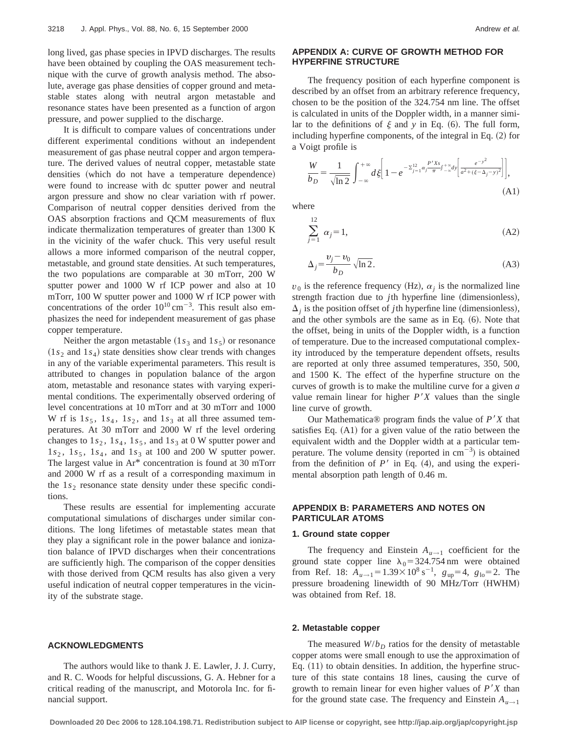long lived, gas phase species in IPVD discharges. The results have been obtained by coupling the OAS measurement technique with the curve of growth analysis method. The absolute, average gas phase densities of copper ground and metastable states along with neutral argon metastable and resonance states have been presented as a function of argon pressure, and power supplied to the discharge.

It is difficult to compare values of concentrations under different experimental conditions without an independent measurement of gas phase neutral copper and argon temperature. The derived values of neutral copper, metastable state densities (which do not have a temperature dependence) were found to increase with dc sputter power and neutral argon pressure and show no clear variation with rf power. Comparison of neutral copper densities derived from the OAS absorption fractions and QCM measurements of flux indicate thermalization temperatures of greater than 1300 K in the vicinity of the wafer chuck. This very useful result allows a more informed comparison of the neutral copper, metastable, and ground state densities. At such temperatures, the two populations are comparable at 30 mTorr, 200 W sputter power and 1000 W rf ICP power and also at 10 mTorr, 100 W sputter power and 1000 W rf ICP power with concentrations of the order $10^{10}\,\mathrm{cm}^{-3}$. This result also emphasizes the need for independent measurement of gas phase copper temperature.

Neither the argon metastable ($1s_3$ and $1s_5$) or resonance ($1s_2$ and $1s_4$) state densities show clear trends with changes in any of the variable experimental parameters. This result is attributed to changes in population balance of the argon atom, metastable and resonance states with varying experimental conditions. The experimentally observed ordering of level concentrations at 10 mTorr and at 30 mTorr and 1000 W rf is $1s_5$, $1s_4$, $1s_2$, and $1s_3$ at all three assumed temperatures. At 30 mTorr and 2000 W rf the level ordering changes to $1s_2$, $1s_4$, $1s_5$, and $1s_3$ at 0 W sputter power and $1s_2$, $1s_5$, $1s_4$, and $1s_3$ at 100 and 200 W sputter power. The largest value in Ar* concentration is found at 30 mTorr and 2000 W rf as a result of a corresponding maximum in the $1s_2$ resonance state density under these specific conditions.

These results are essential for implementing accurate computational simulations of discharges under similar conditions. The long lifetimes of metastable states mean that they play a significant role in the power balance and ionization balance of IPVD discharges when their concentrations are sufficiently high. The comparison of the copper densities with those derived from QCM results has also given a very useful indication of neutral copper temperatures in the vicinity of the substrate stage.

## ACKNOWLEDGMENTS

The authors would like to thank J. E. Lawler, J. J. Curry, and R. C. Woods for helpful discussions, G. A. Hebner for a critical reading of the manuscript, and Motorola Inc. for financial support.

## APPENDIX A: CURVE OF GROWTH METHOD FOR HYPERFINE STRUCTURE

The frequency position of each hyperfine component is described by an offset from an arbitrary reference frequency, chosen to be the position of the 324.754 nm line. The offset is calculated in units of the Doppler width, in a manner similar to the definitions of $\xi$ and $y$ in Eq. (6). The full form, including hyperfine components, of the integral in Eq. (2) for a Voigt profile is

$$\frac{W}{b_D}=\frac{1}{\sqrt{\ln 2}}\int_{-\infty}^{+\infty}d\xi\left[1-e^{-\sum_{j=1}^{12}\alpha_j\frac{P'Xs}{\pi}\int_{-\infty}^{+\infty}dy\left[\frac{e^{-y^2}}{a^2+(\xi-\Delta_j-y)^2}\right]}\right], \tag{A1}$$

where

$$\sum_{j=1}^{12}\alpha_j=1, \tag{A2}$$

$$\Delta_j=\frac{v_j-v_0}{b_D}\sqrt{\ln 2}. \tag{A3}$$

$v_0$ is the reference frequency (Hz), $\alpha_j$ is the normalized line strength fraction due to $j$th hyperfine line (dimensionless), $\Delta_j$ is the position offset of $j$th hyperfine line (dimensionless), and the other symbols are the same as in Eq. (6). Note that the offset, being in units of the Doppler width, is a function of temperature. Due to the increased computational complexity introduced by the temperature dependent offsets, results are reported at only three assumed temperatures, 350, 500, and 1500 K. The effect of the hyperfine structure on the curves of growth is to make the multiline curve for a given $a$ value remain linear for higher $P'X$ values than the single line curve of growth.

Our Mathematica® program finds the value of $P'X$ that satisfies Eq. (A1) for a given value of the ratio between the equivalent width and the Doppler width at a particular temperature. The volume density (reported in $\mathrm{cm}^{-3}$) is obtained from the definition of $P'$ in Eq. (4), and using the experimental absorption path length of 0.46 m.

## APPENDIX B: PARAMETERS AND NOTES ON PARTICULAR ATOMS

### 1. Ground state copper

The frequency and Einstein $A_{u\rightarrow 1}$ coefficient for the ground state copper line $\lambda_0=324.754$ nm were obtained from Ref. 18: $A_{u\rightarrow 1}=1.39\times 10^{8}\,\mathrm{s}^{-1}$, $g_{\mathrm{up}}=4$, $g_{\mathrm{lo}}=2$. The pressure broadening linewidth of 90 MHz/Torr (HWHM) was obtained from Ref. 18.

### 2. Metastable copper

The measured $W/b_D$ ratios for the density of metastable copper atoms were small enough to use the approximation of Eq. (11) to obtain densities. In addition, the hyperfine structure of this state contains 18 lines, causing the curve of growth to remain linear for even higher values of $P'X$ than for the ground state case. The frequency and Einstein $A_{u\rightarrow 1}$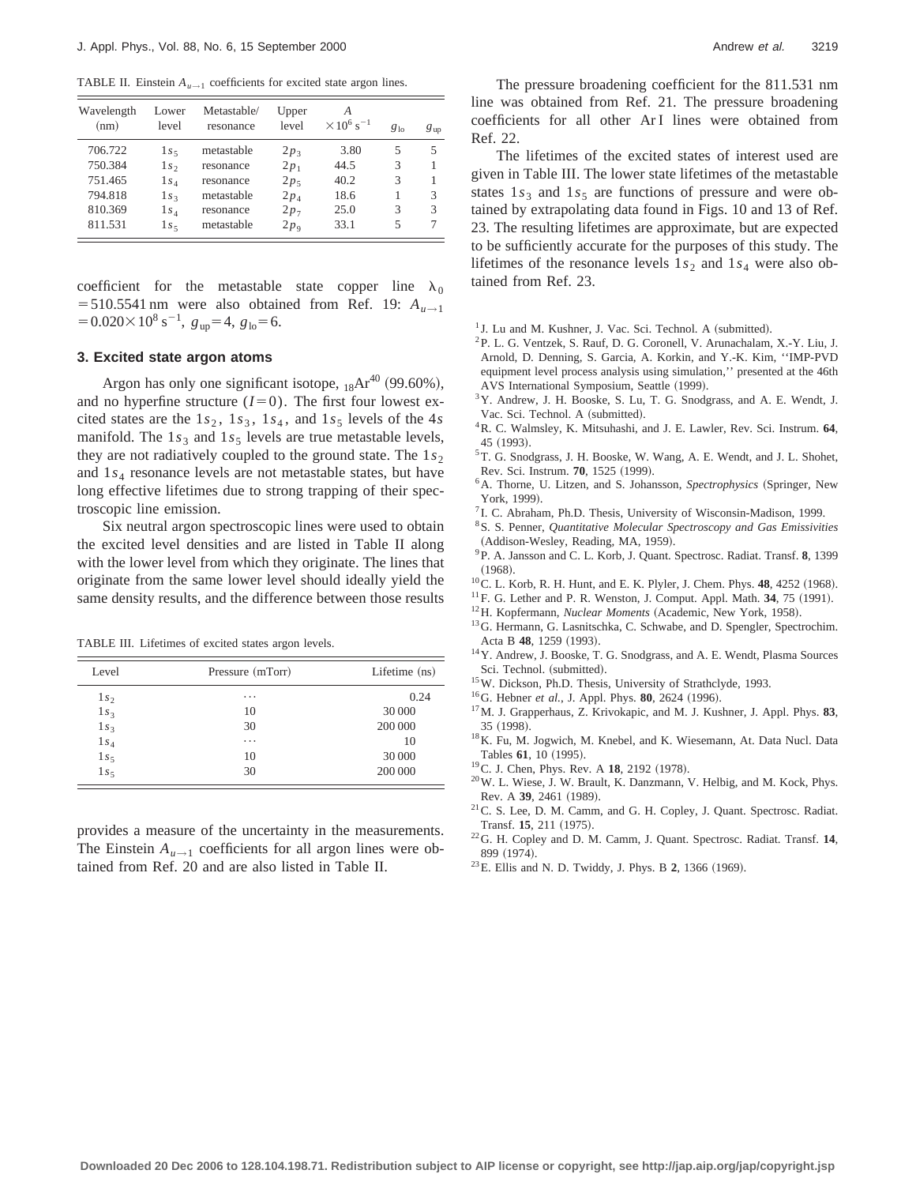TABLE II. Einstein $A_{u\rightarrow 1}$ coefficients for excited state argon lines.

| Wavelength (nm) | Lower level | Metastable/ resonance | Upper level | $A$ $\times 10^6$ s$^{-1}$ | $g_{lo}$ | $g_{up}$ |
|---|---|---|---|---|---|---|
| 706.722 | $1s_5$ | metastable | $2p_3$ | 3.80 | 5 | 5 |
| 750.384 | $1s_2$ | resonance | $2p_1$ | 44.5 | 3 | 1 |
| 751.465 | $1s_4$ | resonance | $2p_5$ | 40.2 | 3 | 1 |
| 794.818 | $1s_3$ | metastable | $2p_4$ | 18.6 | 1 | 3 |
| 810.369 | $1s_4$ | resonance | $2p_7$ | 25.0 | 3 | 3 |
| 811.531 | $1s_5$ | metastable | $2p_9$ | 33.1 | 5 | 7 |

coefficient for the metastable state copper line $\lambda_0 = 510.5541$ nm were also obtained from Ref. 19: $A_{u\rightarrow 1} = 0.020\times 10^8$ s$^{-1}$, $g_{up}=4$, $g_{lo}=6$.

### 3. Excited state argon atoms

Argon has only one significant isotope, $_{18}Ar^{40}$ (99.60%), and no hyperfine structure ($I=0$). The first four lowest excited states are the $1s_2$, $1s_3$, $1s_4$, and $1s_5$ levels of the 4$s$ manifold. The $1s_3$ and $1s_5$ levels are true metastable levels, they are not radiatively coupled to the ground state. The $1s_2$ and $1s_4$ resonance levels are not metastable states, but have long effective lifetimes due to strong trapping of their spectroscopic line emission.

Six neutral argon spectroscopic lines were used to obtain the excited level densities and are listed in Table II along with the lower level from which they originate. The lines that originate from the same lower level should ideally yield the same density results, and the difference between those results provides a measure of the uncertainty in the measurements. The Einstein $A_{u\rightarrow 1}$ coefficients for all argon lines were obtained from Ref. 20 and are also listed in Table II.

TABLE III. Lifetimes of excited states argon levels.

| Level | Pressure (mTorr) | Lifetime (ns) |
|---|---|---|
| $1s_2$ | ... | 0.24 |
| $1s_3$ | 10 | 30 000 |
| $1s_3$ | 30 | 200 000 |
| $1s_4$ | ... | 10 |
| $1s_5$ | 10 | 30 000 |
| $1s_5$ | 30 | 200 000 |

The pressure broadening coefficient for the 811.531 nm line was obtained from Ref. 21. The pressure broadening coefficients for all other Ar I lines were obtained from Ref. 22.

The lifetimes of the excited states of interest used are given in Table III. The lower state lifetimes of the metastable states $1s_3$ and $1s_5$ are functions of pressure and were obtained by extrapolating data found in Figs. 10 and 13 of Ref. 23. The resulting lifetimes are approximate, but are expected to be sufficiently accurate for the purposes of this study. The lifetimes of the resonance levels $1s_2$ and $1s_4$ were also obtained from Ref. 23.

[1] J. Lu and M. Kushner, J. Vac. Sci. Technol. A (submitted).

[2] P. L. G. Ventzek, S. Rauf, D. G. Coronell, V. Arunachalam, X.-Y. Liu, J. Arnold, D. Denning, S. Garcia, A. Korkin, and Y.-K. Kim, ''IMP-PVD equipment level process analysis using simulation,'' presented at the 46th AVS International Symposium, Seattle (1999).

[3] Y. Andrew, J. H. Booske, S. Lu, T. G. Snodgrass, and A. E. Wendt, J. Vac. Sci. Technol. A (submitted).

[4] R. C. Walmsley, K. Mitsuhashi, and J. E. Lawler, Rev. Sci. Instrum. **64**, 45 (1993).

[5] T. G. Snodgrass, J. H. Booske, W. Wang, A. E. Wendt, and J. L. Shohet, Rev. Sci. Instrum. **70**, 1525 (1999).

[6] A. Thorne, U. Litzen, and S. Johansson, *Spectrophysics* (Springer, New York, 1999).

[7] I. C. Abraham, Ph.D. Thesis, University of Wisconsin-Madison, 1999.

[8] S. S. Penner, *Quantitative Molecular Spectroscopy and Gas Emissivities* (Addison-Wesley, Reading, MA, 1959).

[9] P. A. Jansson and C. L. Korb, J. Quant. Spectrosc. Radiat. Transf. **8**, 1399 (1968).

[10] C. L. Korb, R. H. Hunt, and E. K. Plyler, J. Chem. Phys. **48**, 4252 (1968).

[11] F. G. Lether and P. R. Wenston, J. Comput. Appl. Math. **34**, 75 (1991).

[12] H. Kopfermann, *Nuclear Moments* (Academic, New York, 1958).

[13] G. Hermann, G. Lasnitschka, C. Schwabe, and D. Spengler, Spectrochim. Acta B **48**, 1259 (1993).

[14] Y. Andrew, J. Booske, T. G. Snodgrass, and A. E. Wendt, Plasma Sources Sci. Technol. (submitted).

[15] W. Dickson, Ph.D. Thesis, University of Strathclyde, 1993.

[16] G. Hebner *et al.*, J. Appl. Phys. **80**, 2624 (1996).

[17] M. J. Grapperhaus, Z. Krivokapic, and M. J. Kushner, J. Appl. Phys. **83**, 35 (1998).

[18] K. Fu, M. Jogwich, M. Knebel, and K. Wiesemann, At. Data Nucl. Data Tables **61**, 10 (1995).

[19] C. J. Chen, Phys. Rev. A **18**, 2192 (1978).

[20] W. L. Wiese, J. W. Brault, K. Danzmann, V. Helbig, and M. Kock, Phys. Rev. A **39**, 2461 (1989).

[21] C. S. Lee, D. M. Camm, and G. H. Copley, J. Quant. Spectrosc. Radiat. Transf. **15**, 211 (1975).

[22] G. H. Copley and D. M. Camm, J. Quant. Spectrosc. Radiat. Transf. **14**, 899 (1974).

[23] E. Ellis and N. D. Twiddy, J. Phys. B **2**, 1366 (1969).